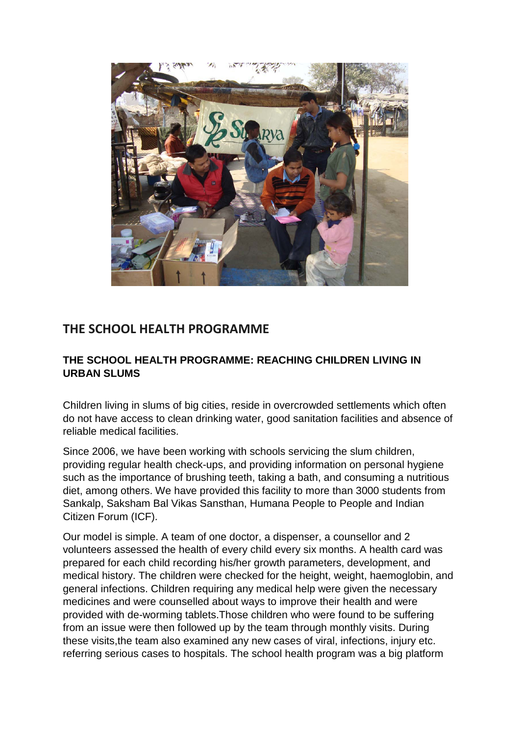## THE SCHOOL HEALTH PROGRAMME

### THE SCHOOL HEALTH PROGRAMME: REACHING CHILDREN LIVING IN URBAN SLUMS

Children living in slums of big cities, reside in overcrowded settlements which often do not have access to clean drinking water, good sanitation facilities and absence of reliable medical facilities.

Since 2006, we have been working with schools servicing the slum children, providing regular health check-ups, and providing information on personal hygiene such as the importance of brushing teeth, taking a bath, and consuming a nutritious diet, among others. We have provided this facility to more than 3000 students from Sankalp, Saksham Bal Vikas Sansthan, Humana People to People and Indian Citizen Forum (ICF).

Our model is simple. A team of one doctor, a dispenser, a counsellor and 2 volunteers assessed the health of every child every six months. A health card was prepared for each child recording his/her growth parameters, development, and medical history. The children were checked for the height, weight, haemoglobin, and general infections. Children requiring any medical help were given the necessary medicines and were counselled about ways to improve their health and were provided with de-worming tablets.Those children who were found to be suffering from an issue were then followed up by the team through monthly visits. During these visits,the team also examined any new cases of viral, infections, injury etc. referring serious cases to hospitals. The school health program was a big platform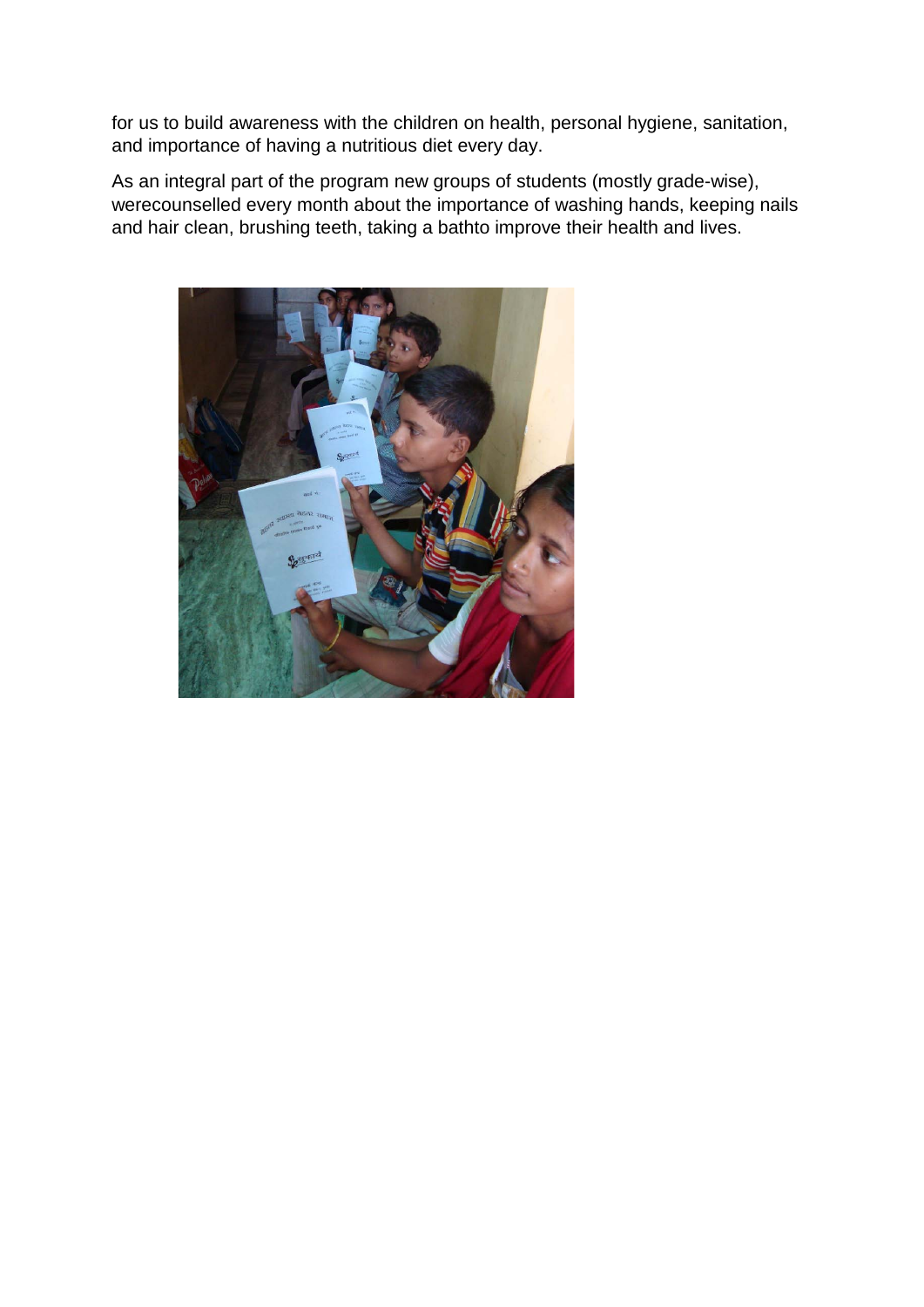for us to build awareness with the children on health, personal hygiene, sanitation, and importance of having a nutritious diet every day.

As an integral part of the program new groups of students (mostly grade-wise), werecounselled every month about the importance of washing hands, keeping nails and hair clean, brushing teeth, taking a bathto improve their health and lives.